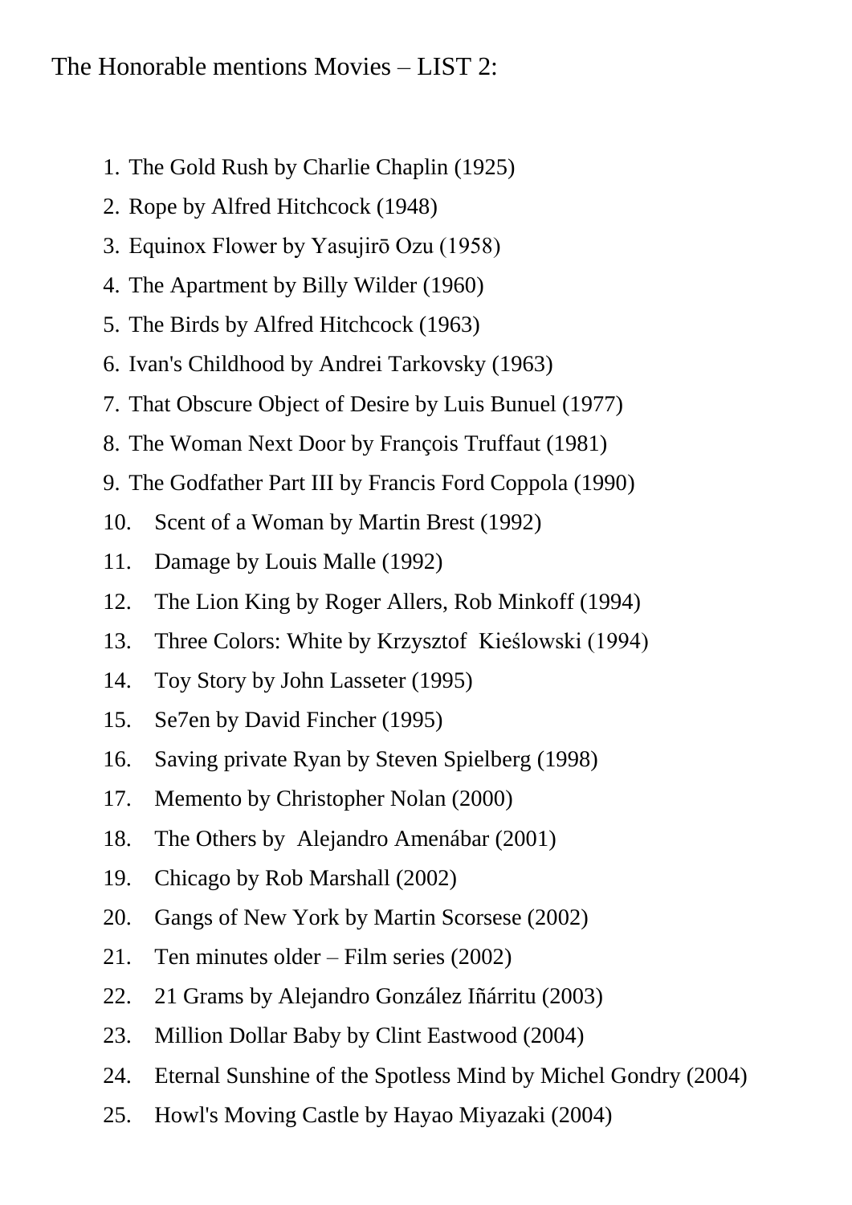The Honorable mentions Movies – LIST 2:

1. The Gold Rush by Charlie Chaplin (1925)
2. Rope by Alfred Hitchcock (1948)
3. Equinox Flower by Yasujirō Ozu (1958)
4. The Apartment by Billy Wilder (1960)
5. The Birds by Alfred Hitchcock (1963)
6. Ivan's Childhood by Andrei Tarkovsky (1963)
7. That Obscure Object of Desire by Luis Bunuel (1977)
8. The Woman Next Door by François Truffaut (1981)
9. The Godfather Part III by Francis Ford Coppola (1990)
10. Scent of a Woman by Martin Brest (1992)
11. Damage by Louis Malle (1992)
12. The Lion King by Roger Allers, Rob Minkoff (1994)
13. Three Colors: White by Krzysztof Kieślowski (1994)
14. Toy Story by John Lasseter (1995)
15. Se7en by David Fincher (1995)
16. Saving private Ryan by Steven Spielberg (1998)
17. Memento by Christopher Nolan (2000)
18. The Others by Alejandro Amenábar (2001)
19. Chicago by Rob Marshall (2002)
20. Gangs of New York by Martin Scorsese (2002)
21. Ten minutes older – Film series (2002)
22. 21 Grams by Alejandro González Iñárritu (2003)
23. Million Dollar Baby by Clint Eastwood (2004)
24. Eternal Sunshine of the Spotless Mind by Michel Gondry (2004)
25. Howl's Moving Castle by Hayao Miyazaki (2004)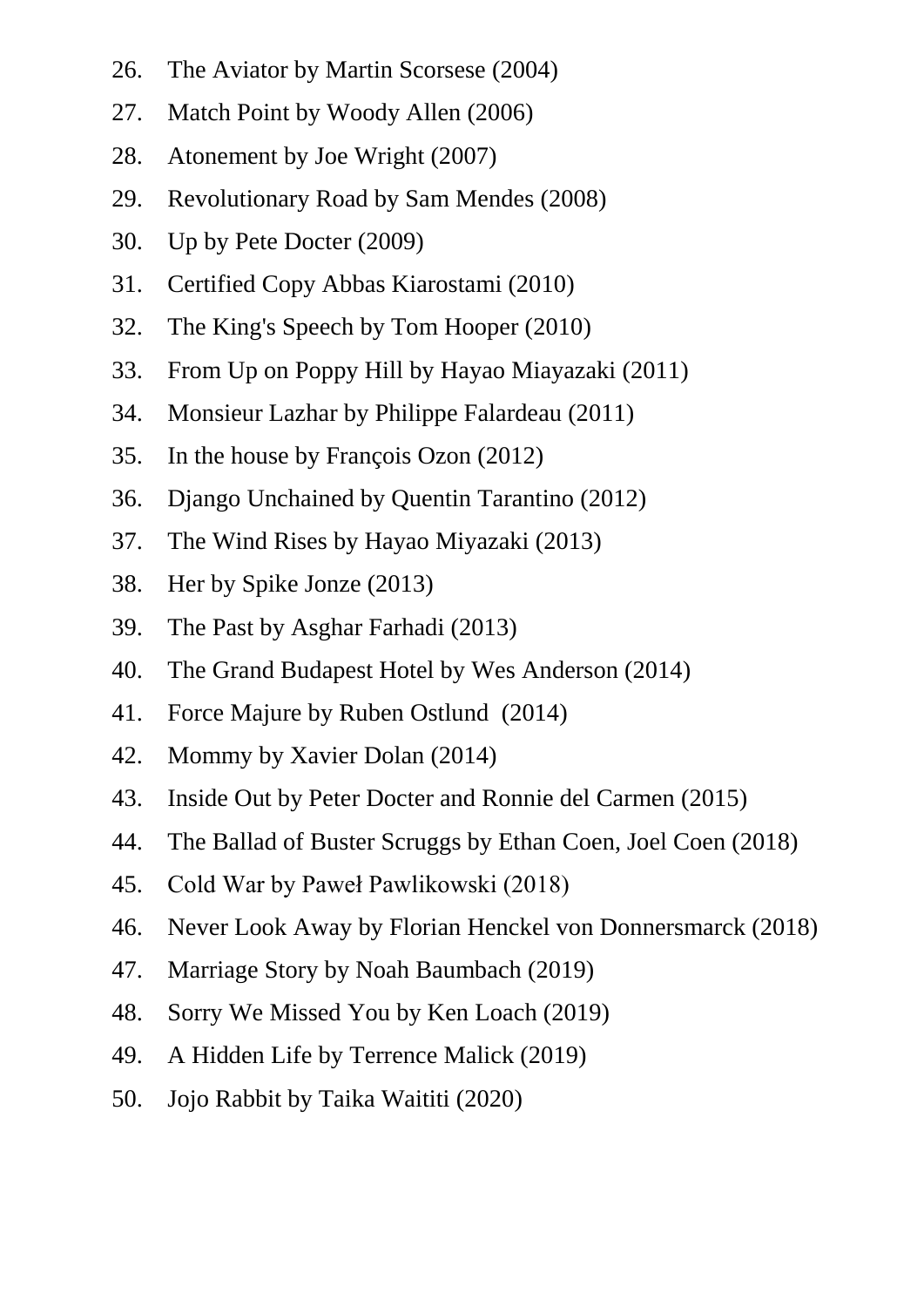26. The Aviator by Martin Scorsese (2004)
27. Match Point by Woody Allen (2006)
28. Atonement by Joe Wright (2007)
29. Revolutionary Road by Sam Mendes (2008)
30. Up by Pete Docter (2009)
31. Certified Copy Abbas Kiarostami (2010)
32. The King's Speech by Tom Hooper (2010)
33. From Up on Poppy Hill by Hayao Miayazaki (2011)
34. Monsieur Lazhar by Philippe Falardeau (2011)
35. In the house by François Ozon (2012)
36. Django Unchained by Quentin Tarantino (2012)
37. The Wind Rises by Hayao Miyazaki (2013)
38. Her by Spike Jonze (2013)
39. The Past by Asghar Farhadi (2013)
40. The Grand Budapest Hotel by Wes Anderson (2014)
41. Force Majure by Ruben Ostlund (2014)
42. Mommy by Xavier Dolan (2014)
43. Inside Out by Peter Docter and Ronnie del Carmen (2015)
44. The Ballad of Buster Scruggs by Ethan Coen, Joel Coen (2018)
45. Cold War by Paweł Pawlikowski (2018)
46. Never Look Away by Florian Henckel von Donnersmarck (2018)
47. Marriage Story by Noah Baumbach (2019)
48. Sorry We Missed You by Ken Loach (2019)
49. A Hidden Life by Terrence Malick (2019)
50. Jojo Rabbit by Taika Waititi (2020)